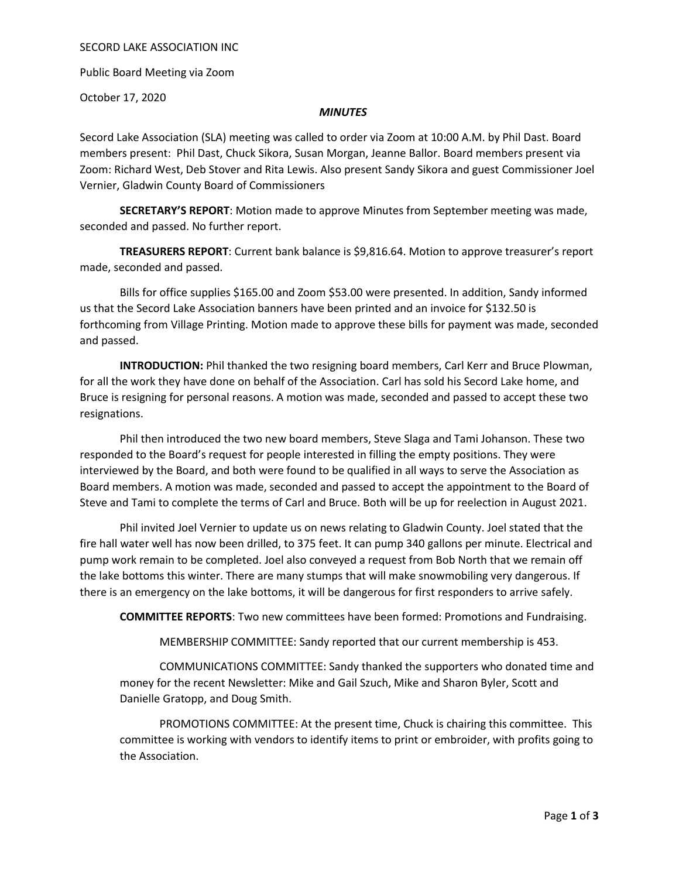SECORD LAKE ASSOCIATION INC

Public Board Meeting via Zoom

October 17, 2020

***MINUTES***

Secord Lake Association (SLA) meeting was called to order via Zoom at 10:00 A.M. by Phil Dast. Board members present: Phil Dast, Chuck Sikora, Susan Morgan, Jeanne Ballor. Board members present via Zoom: Richard West, Deb Stover and Rita Lewis. Also present Sandy Sikora and guest Commissioner Joel Vernier, Gladwin County Board of Commissioners

**SECRETARY'S REPORT**: Motion made to approve Minutes from September meeting was made, seconded and passed. No further report.

**TREASURERS REPORT**: Current bank balance is $9,816.64. Motion to approve treasurer's report made, seconded and passed.

Bills for office supplies $165.00 and Zoom $53.00 were presented. In addition, Sandy informed us that the Secord Lake Association banners have been printed and an invoice for $132.50 is forthcoming from Village Printing. Motion made to approve these bills for payment was made, seconded and passed.

**INTRODUCTION:** Phil thanked the two resigning board members, Carl Kerr and Bruce Plowman, for all the work they have done on behalf of the Association. Carl has sold his Secord Lake home, and Bruce is resigning for personal reasons. A motion was made, seconded and passed to accept these two resignations.

Phil then introduced the two new board members, Steve Slaga and Tami Johanson. These two responded to the Board's request for people interested in filling the empty positions. They were interviewed by the Board, and both were found to be qualified in all ways to serve the Association as Board members. A motion was made, seconded and passed to accept the appointment to the Board of Steve and Tami to complete the terms of Carl and Bruce. Both will be up for reelection in August 2021.

Phil invited Joel Vernier to update us on news relating to Gladwin County. Joel stated that the fire hall water well has now been drilled, to 375 feet. It can pump 340 gallons per minute. Electrical and pump work remain to be completed. Joel also conveyed a request from Bob North that we remain off the lake bottoms this winter. There are many stumps that will make snowmobiling very dangerous. If there is an emergency on the lake bottoms, it will be dangerous for first responders to arrive safely.

**COMMITTEE REPORTS**: Two new committees have been formed: Promotions and Fundraising.

MEMBERSHIP COMMITTEE: Sandy reported that our current membership is 453.

COMMUNICATIONS COMMITTEE: Sandy thanked the supporters who donated time and money for the recent Newsletter: Mike and Gail Szuch, Mike and Sharon Byler, Scott and Danielle Gratopp, and Doug Smith.

PROMOTIONS COMMITTEE: At the present time, Chuck is chairing this committee. This committee is working with vendors to identify items to print or embroider, with profits going to the Association.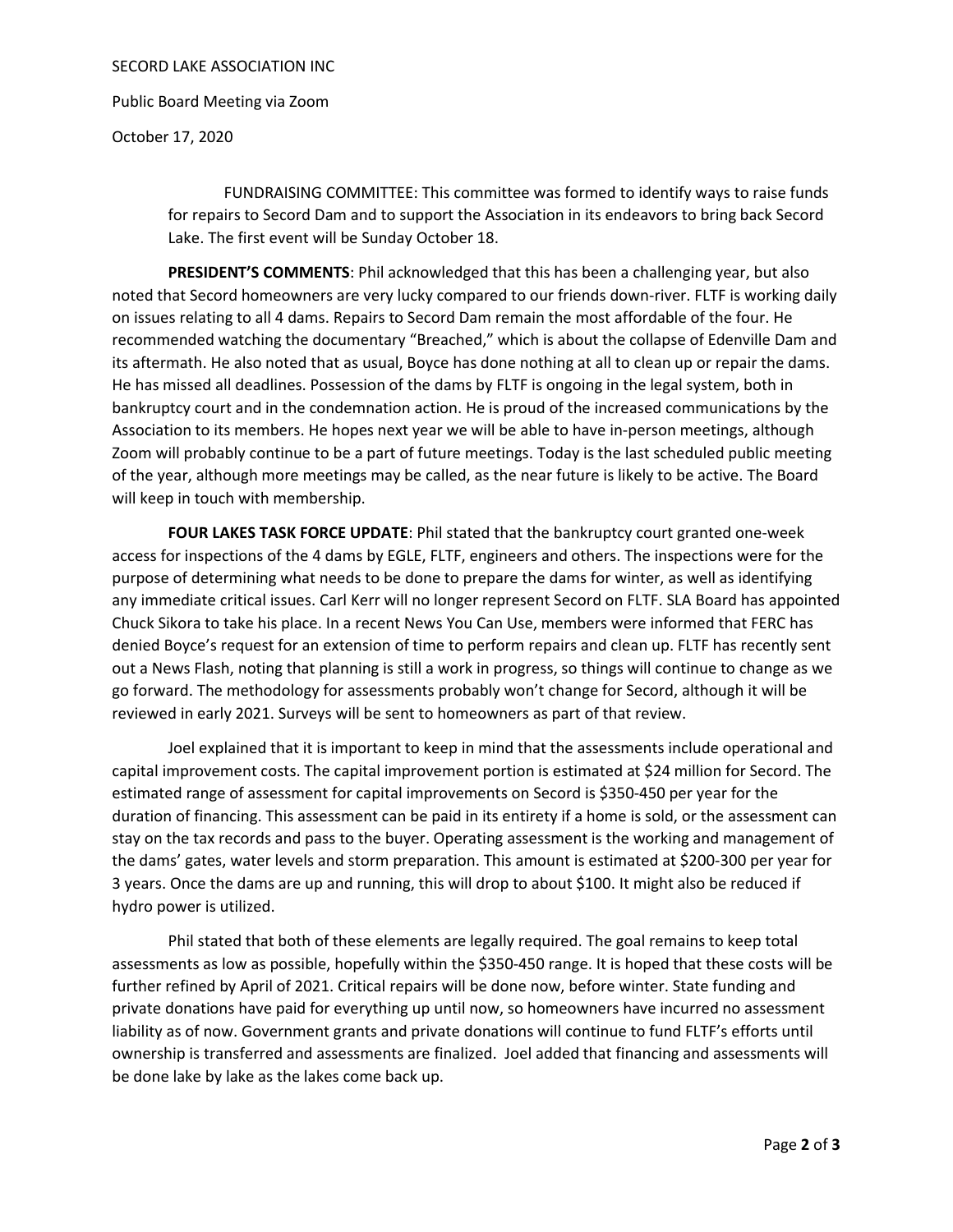SECORD LAKE ASSOCIATION INC

Public Board Meeting via Zoom

October 17, 2020

FUNDRAISING COMMITTEE: This committee was formed to identify ways to raise funds for repairs to Secord Dam and to support the Association in its endeavors to bring back Secord Lake. The first event will be Sunday October 18.

**PRESIDENT'S COMMENTS**: Phil acknowledged that this has been a challenging year, but also noted that Secord homeowners are very lucky compared to our friends down-river. FLTF is working daily on issues relating to all 4 dams. Repairs to Secord Dam remain the most affordable of the four. He recommended watching the documentary "Breached," which is about the collapse of Edenville Dam and its aftermath. He also noted that as usual, Boyce has done nothing at all to clean up or repair the dams. He has missed all deadlines. Possession of the dams by FLTF is ongoing in the legal system, both in bankruptcy court and in the condemnation action. He is proud of the increased communications by the Association to its members. He hopes next year we will be able to have in-person meetings, although Zoom will probably continue to be a part of future meetings. Today is the last scheduled public meeting of the year, although more meetings may be called, as the near future is likely to be active. The Board will keep in touch with membership.

**FOUR LAKES TASK FORCE UPDATE**: Phil stated that the bankruptcy court granted one-week access for inspections of the 4 dams by EGLE, FLTF, engineers and others. The inspections were for the purpose of determining what needs to be done to prepare the dams for winter, as well as identifying any immediate critical issues. Carl Kerr will no longer represent Secord on FLTF. SLA Board has appointed Chuck Sikora to take his place. In a recent News You Can Use, members were informed that FERC has denied Boyce's request for an extension of time to perform repairs and clean up. FLTF has recently sent out a News Flash, noting that planning is still a work in progress, so things will continue to change as we go forward. The methodology for assessments probably won't change for Secord, although it will be reviewed in early 2021. Surveys will be sent to homeowners as part of that review.

Joel explained that it is important to keep in mind that the assessments include operational and capital improvement costs. The capital improvement portion is estimated at $24 million for Secord. The estimated range of assessment for capital improvements on Secord is $350-450 per year for the duration of financing. This assessment can be paid in its entirety if a home is sold, or the assessment can stay on the tax records and pass to the buyer. Operating assessment is the working and management of the dams' gates, water levels and storm preparation. This amount is estimated at $200-300 per year for 3 years. Once the dams are up and running, this will drop to about $100. It might also be reduced if hydro power is utilized.

Phil stated that both of these elements are legally required. The goal remains to keep total assessments as low as possible, hopefully within the $350-450 range. It is hoped that these costs will be further refined by April of 2021. Critical repairs will be done now, before winter. State funding and private donations have paid for everything up until now, so homeowners have incurred no assessment liability as of now. Government grants and private donations will continue to fund FLTF's efforts until ownership is transferred and assessments are finalized. Joel added that financing and assessments will be done lake by lake as the lakes come back up.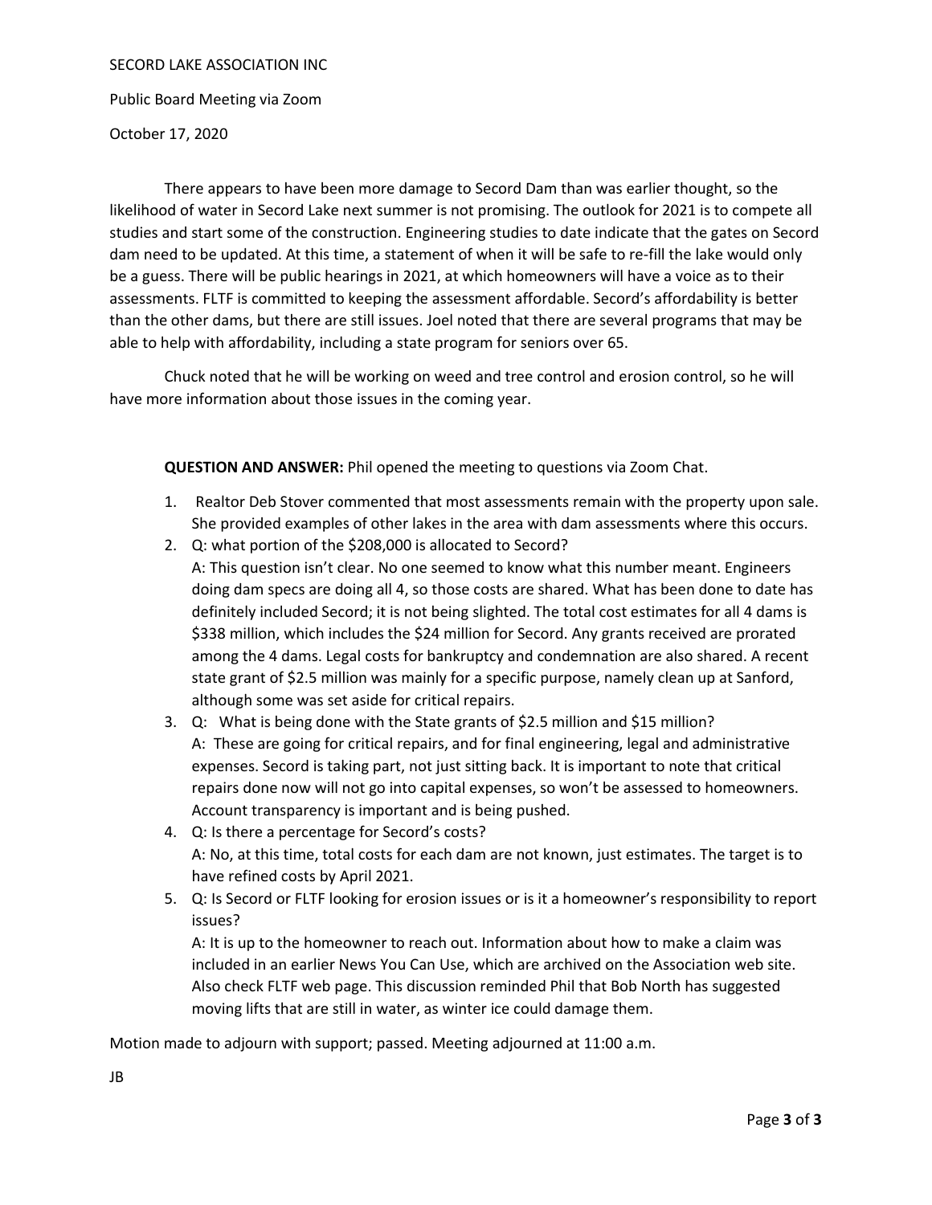SECORD LAKE ASSOCIATION INC

Public Board Meeting via Zoom

October 17, 2020

There appears to have been more damage to Secord Dam than was earlier thought, so the likelihood of water in Secord Lake next summer is not promising. The outlook for 2021 is to compete all studies and start some of the construction. Engineering studies to date indicate that the gates on Secord dam need to be updated. At this time, a statement of when it will be safe to re-fill the lake would only be a guess. There will be public hearings in 2021, at which homeowners will have a voice as to their assessments. FLTF is committed to keeping the assessment affordable. Secord's affordability is better than the other dams, but there are still issues. Joel noted that there are several programs that may be able to help with affordability, including a state program for seniors over 65.

Chuck noted that he will be working on weed and tree control and erosion control, so he will have more information about those issues in the coming year.

**QUESTION AND ANSWER:** Phil opened the meeting to questions via Zoom Chat.

1. Realtor Deb Stover commented that most assessments remain with the property upon sale. She provided examples of other lakes in the area with dam assessments where this occurs.
2. Q: what portion of the $208,000 is allocated to Secord?
   A: This question isn't clear. No one seemed to know what this number meant. Engineers doing dam specs are doing all 4, so those costs are shared. What has been done to date has definitely included Secord; it is not being slighted. The total cost estimates for all 4 dams is $338 million, which includes the $24 million for Secord. Any grants received are prorated among the 4 dams. Legal costs for bankruptcy and condemnation are also shared. A recent state grant of $2.5 million was mainly for a specific purpose, namely clean up at Sanford, although some was set aside for critical repairs.
3. Q: What is being done with the State grants of $2.5 million and $15 million?
   A: These are going for critical repairs, and for final engineering, legal and administrative expenses. Secord is taking part, not just sitting back. It is important to note that critical repairs done now will not go into capital expenses, so won't be assessed to homeowners. Account transparency is important and is being pushed.
4. Q: Is there a percentage for Secord's costs?
   A: No, at this time, total costs for each dam are not known, just estimates. The target is to have refined costs by April 2021.
5. Q: Is Secord or FLTF looking for erosion issues or is it a homeowner's responsibility to report issues?
   A: It is up to the homeowner to reach out. Information about how to make a claim was included in an earlier News You Can Use, which are archived on the Association web site. Also check FLTF web page. This discussion reminded Phil that Bob North has suggested moving lifts that are still in water, as winter ice could damage them.

Motion made to adjourn with support; passed. Meeting adjourned at 11:00 a.m.

JB